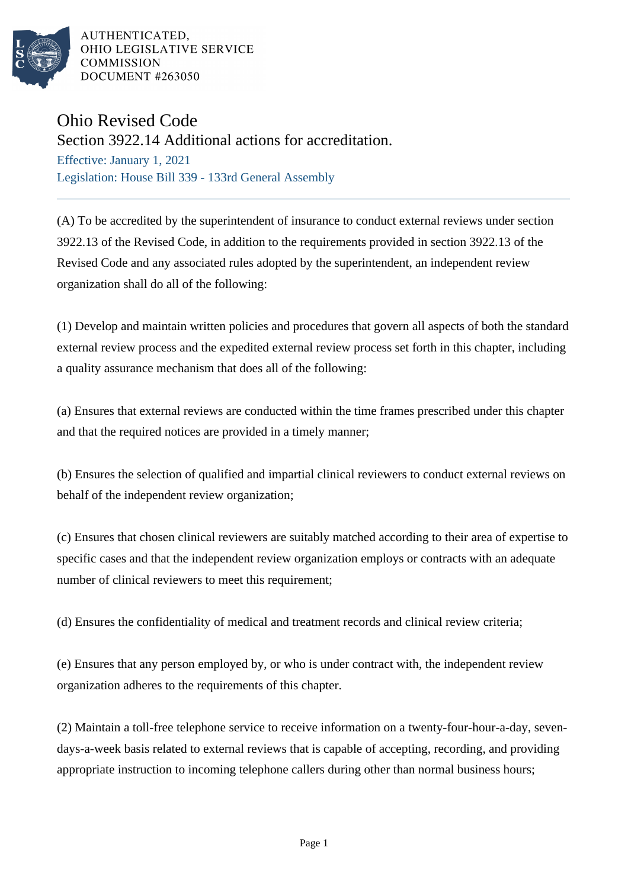AUTHENTICATED,
OHIO LEGISLATIVE SERVICE
COMMISSION
DOCUMENT #263050

# Ohio Revised Code

## Section 3922.14 Additional actions for accreditation.

Effective: January 1, 2021

Legislation: House Bill 339 - 133rd General Assembly

(A) To be accredited by the superintendent of insurance to conduct external reviews under section 3922.13 of the Revised Code, in addition to the requirements provided in section 3922.13 of the Revised Code and any associated rules adopted by the superintendent, an independent review organization shall do all of the following:

(1) Develop and maintain written policies and procedures that govern all aspects of both the standard external review process and the expedited external review process set forth in this chapter, including a quality assurance mechanism that does all of the following:

(a) Ensures that external reviews are conducted within the time frames prescribed under this chapter and that the required notices are provided in a timely manner;

(b) Ensures the selection of qualified and impartial clinical reviewers to conduct external reviews on behalf of the independent review organization;

(c) Ensures that chosen clinical reviewers are suitably matched according to their area of expertise to specific cases and that the independent review organization employs or contracts with an adequate number of clinical reviewers to meet this requirement;

(d) Ensures the confidentiality of medical and treatment records and clinical review criteria;

(e) Ensures that any person employed by, or who is under contract with, the independent review organization adheres to the requirements of this chapter.

(2) Maintain a toll-free telephone service to receive information on a twenty-four-hour-a-day, seven-days-a-week basis related to external reviews that is capable of accepting, recording, and providing appropriate instruction to incoming telephone callers during other than normal business hours;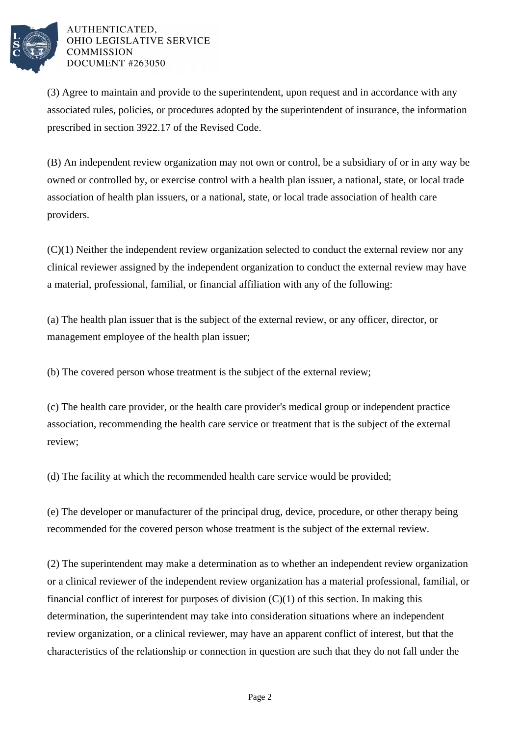(3) Agree to maintain and provide to the superintendent, upon request and in accordance with any associated rules, policies, or procedures adopted by the superintendent of insurance, the information prescribed in section 3922.17 of the Revised Code.

(B) An independent review organization may not own or control, be a subsidiary of or in any way be owned or controlled by, or exercise control with a health plan issuer, a national, state, or local trade association of health plan issuers, or a national, state, or local trade association of health care providers.

(C)(1) Neither the independent review organization selected to conduct the external review nor any clinical reviewer assigned by the independent organization to conduct the external review may have a material, professional, familial, or financial affiliation with any of the following:

(a) The health plan issuer that is the subject of the external review, or any officer, director, or management employee of the health plan issuer;

(b) The covered person whose treatment is the subject of the external review;

(c) The health care provider, or the health care provider's medical group or independent practice association, recommending the health care service or treatment that is the subject of the external review;

(d) The facility at which the recommended health care service would be provided;

(e) The developer or manufacturer of the principal drug, device, procedure, or other therapy being recommended for the covered person whose treatment is the subject of the external review.

(2) The superintendent may make a determination as to whether an independent review organization or a clinical reviewer of the independent review organization has a material professional, familial, or financial conflict of interest for purposes of division (C)(1) of this section. In making this determination, the superintendent may take into consideration situations where an independent review organization, or a clinical reviewer, may have an apparent conflict of interest, but that the characteristics of the relationship or connection in question are such that they do not fall under the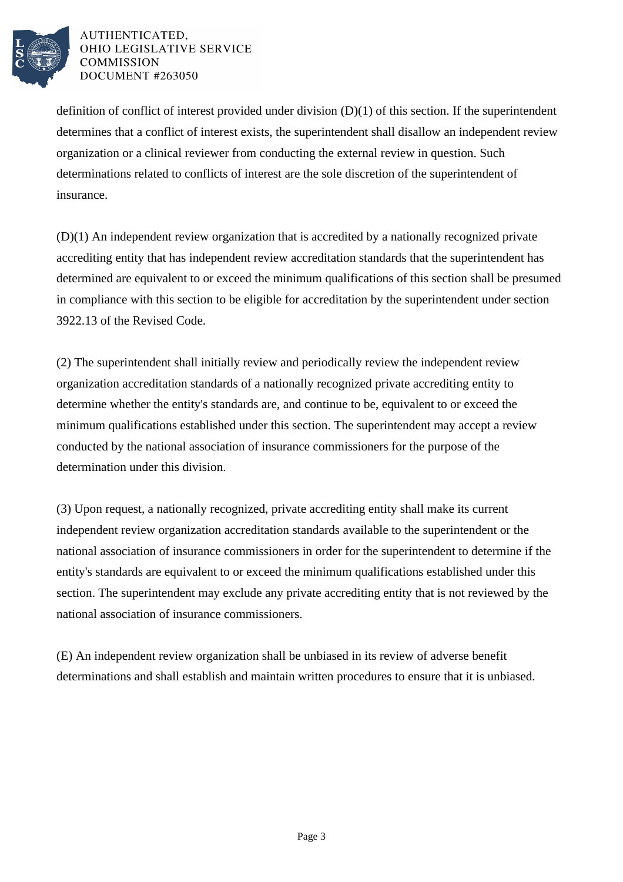definition of conflict of interest provided under division (D)(1) of this section. If the superintendent determines that a conflict of interest exists, the superintendent shall disallow an independent review organization or a clinical reviewer from conducting the external review in question. Such determinations related to conflicts of interest are the sole discretion of the superintendent of insurance.

(D)(1) An independent review organization that is accredited by a nationally recognized private accrediting entity that has independent review accreditation standards that the superintendent has determined are equivalent to or exceed the minimum qualifications of this section shall be presumed in compliance with this section to be eligible for accreditation by the superintendent under section 3922.13 of the Revised Code.

(2) The superintendent shall initially review and periodically review the independent review organization accreditation standards of a nationally recognized private accrediting entity to determine whether the entity's standards are, and continue to be, equivalent to or exceed the minimum qualifications established under this section. The superintendent may accept a review conducted by the national association of insurance commissioners for the purpose of the determination under this division.

(3) Upon request, a nationally recognized, private accrediting entity shall make its current independent review organization accreditation standards available to the superintendent or the national association of insurance commissioners in order for the superintendent to determine if the entity's standards are equivalent to or exceed the minimum qualifications established under this section. The superintendent may exclude any private accrediting entity that is not reviewed by the national association of insurance commissioners.

(E) An independent review organization shall be unbiased in its review of adverse benefit determinations and shall establish and maintain written procedures to ensure that it is unbiased.